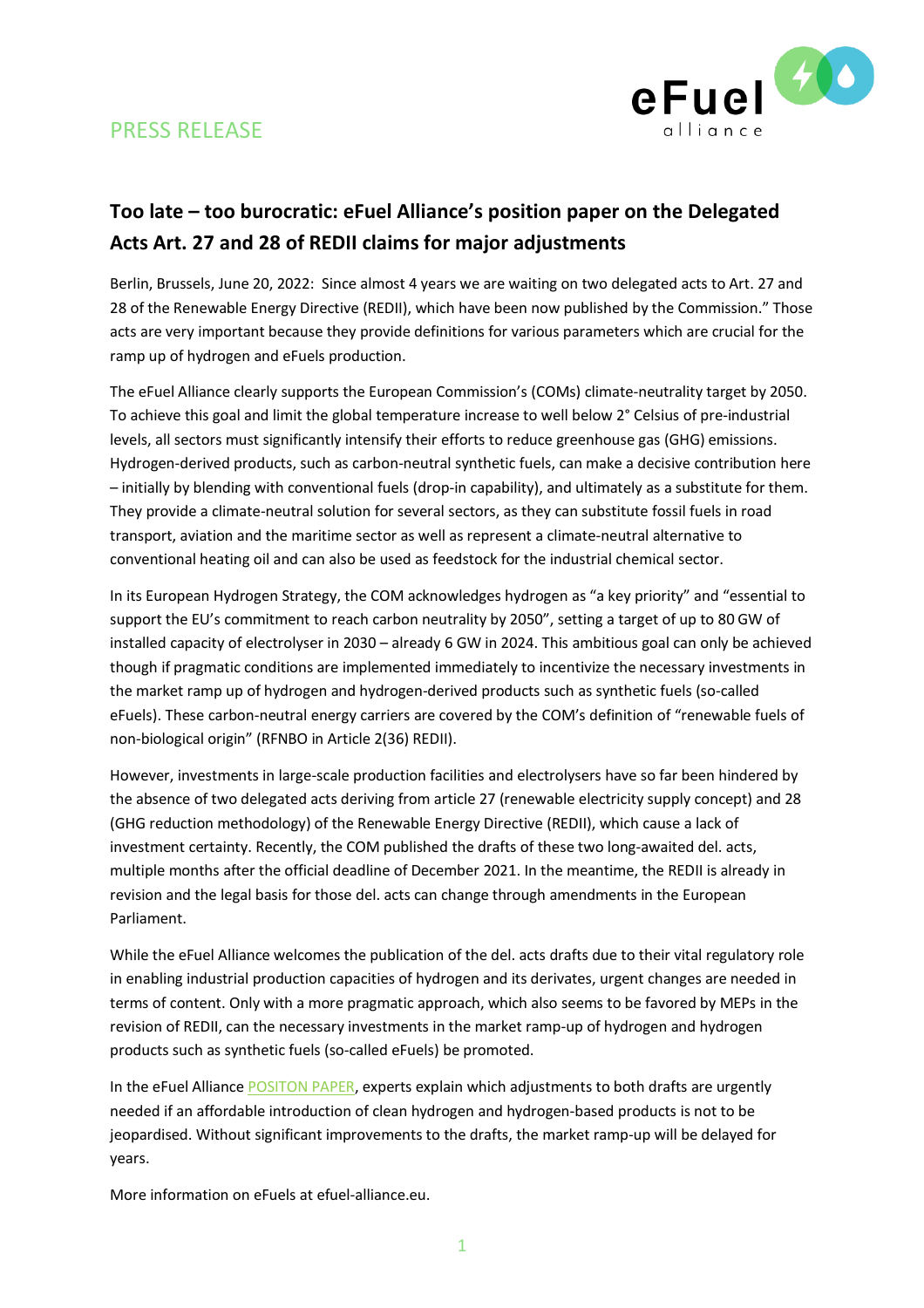PRESS RELEASE

## Too late – too burocratic: eFuel Alliance's position paper on the Delegated Acts Art. 27 and 28 of REDII claims for major adjustments

Berlin, Brussels, June 20, 2022: Since almost 4 years we are waiting on two delegated acts to Art. 27 and 28 of the Renewable Energy Directive (REDII), which have been now published by the Commission." Those acts are very important because they provide definitions for various parameters which are crucial for the ramp up of hydrogen and eFuels production.

The eFuel Alliance clearly supports the European Commission's (COMs) climate-neutrality target by 2050. To achieve this goal and limit the global temperature increase to well below 2° Celsius of pre-industrial levels, all sectors must significantly intensify their efforts to reduce greenhouse gas (GHG) emissions. Hydrogen-derived products, such as carbon-neutral synthetic fuels, can make a decisive contribution here – initially by blending with conventional fuels (drop-in capability), and ultimately as a substitute for them. They provide a climate-neutral solution for several sectors, as they can substitute fossil fuels in road transport, aviation and the maritime sector as well as represent a climate-neutral alternative to conventional heating oil and can also be used as feedstock for the industrial chemical sector.

In its European Hydrogen Strategy, the COM acknowledges hydrogen as "a key priority" and "essential to support the EU's commitment to reach carbon neutrality by 2050", setting a target of up to 80 GW of installed capacity of electrolyser in 2030 – already 6 GW in 2024. This ambitious goal can only be achieved though if pragmatic conditions are implemented immediately to incentivize the necessary investments in the market ramp up of hydrogen and hydrogen-derived products such as synthetic fuels (so-called eFuels). These carbon-neutral energy carriers are covered by the COM's definition of "renewable fuels of non-biological origin" (RFNBO in Article 2(36) REDII).

However, investments in large-scale production facilities and electrolysers have so far been hindered by the absence of two delegated acts deriving from article 27 (renewable electricity supply concept) and 28 (GHG reduction methodology) of the Renewable Energy Directive (REDII), which cause a lack of investment certainty. Recently, the COM published the drafts of these two long-awaited del. acts, multiple months after the official deadline of December 2021. In the meantime, the REDII is already in revision and the legal basis for those del. acts can change through amendments in the European Parliament.

While the eFuel Alliance welcomes the publication of the del. acts drafts due to their vital regulatory role in enabling industrial production capacities of hydrogen and its derivates, urgent changes are needed in terms of content. Only with a more pragmatic approach, which also seems to be favored by MEPs in the revision of REDII, can the necessary investments in the market ramp-up of hydrogen and hydrogen products such as synthetic fuels (so-called eFuels) be promoted.

In the eFuel Alliance POSITON PAPER, experts explain which adjustments to both drafts are urgently needed if an affordable introduction of clean hydrogen and hydrogen-based products is not to be jeopardised. Without significant improvements to the drafts, the market ramp-up will be delayed for years.

More information on eFuels at efuel-alliance.eu.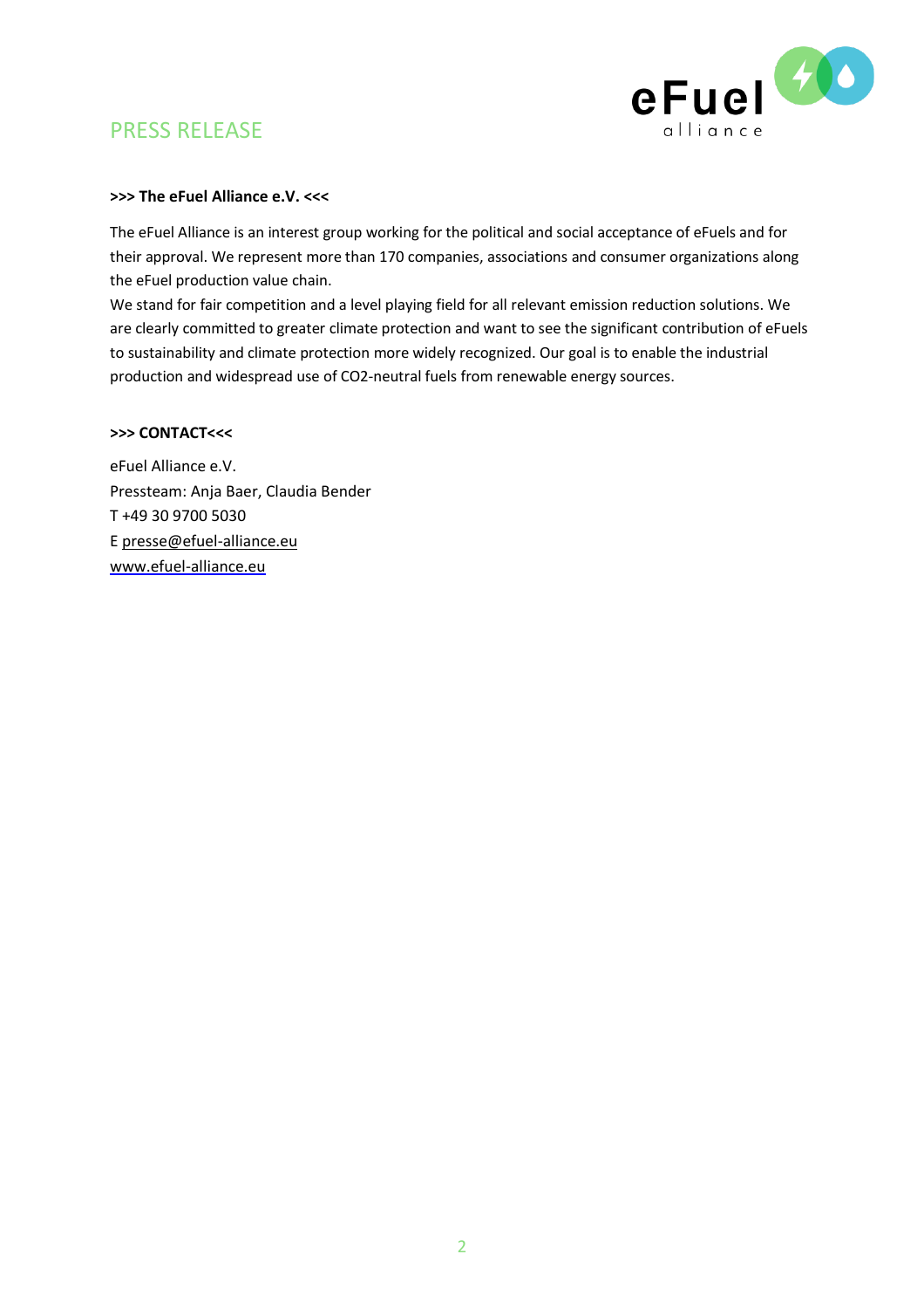**>>> The eFuel Alliance e.V. <<<**

The eFuel Alliance is an interest group working for the political and social acceptance of eFuels and for their approval. We represent more than 170 companies, associations and consumer organizations along the eFuel production value chain.

We stand for fair competition and a level playing field for all relevant emission reduction solutions. We are clearly committed to greater climate protection and want to see the significant contribution of eFuels to sustainability and climate protection more widely recognized. Our goal is to enable the industrial production and widespread use of CO2-neutral fuels from renewable energy sources.

**>>> CONTACT<<<**

eFuel Alliance e.V.
Pressteam: Anja Baer, Claudia Bender
T +49 30 9700 5030
E presse@efuel-alliance.eu
www.efuel-alliance.eu